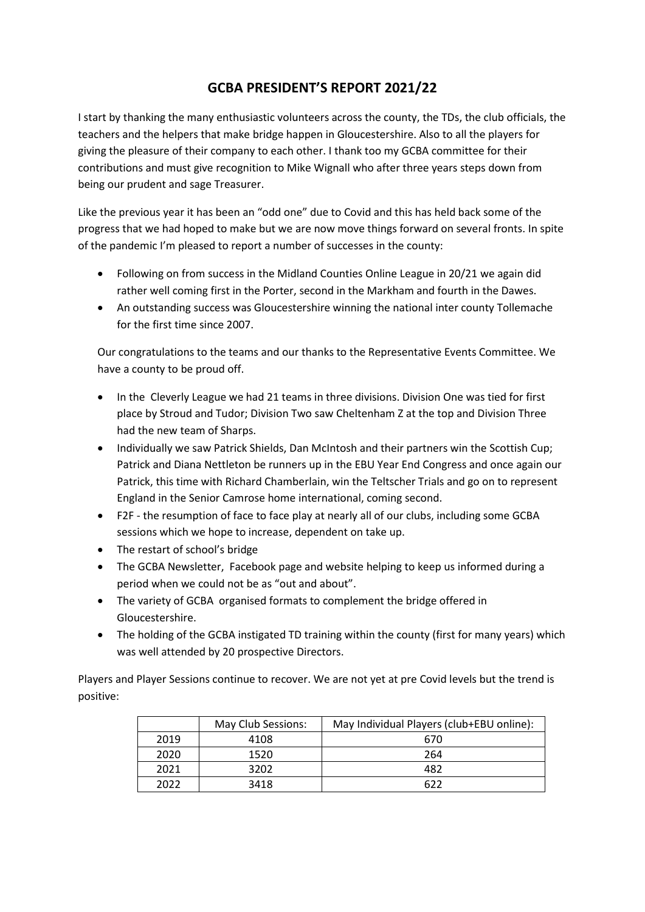# GCBA PRESIDENT'S REPORT 2021/22

I start by thanking the many enthusiastic volunteers across the county, the TDs, the club officials, the teachers and the helpers that make bridge happen in Gloucestershire. Also to all the players for giving the pleasure of their company to each other. I thank too my GCBA committee for their contributions and must give recognition to Mike Wignall who after three years steps down from being our prudent and sage Treasurer.

Like the previous year it has been an "odd one" due to Covid and this has held back some of the progress that we had hoped to make but we are now move things forward on several fronts. In spite of the pandemic I'm pleased to report a number of successes in the county:

- Following on from success in the Midland Counties Online League in 20/21 we again did rather well coming first in the Porter, second in the Markham and fourth in the Dawes.
- An outstanding success was Gloucestershire winning the national inter county Tollemache for the first time since 2007.

Our congratulations to the teams and our thanks to the Representative Events Committee. We have a county to be proud off.

- In the Cleverly League we had 21 teams in three divisions. Division One was tied for first place by Stroud and Tudor; Division Two saw Cheltenham Z at the top and Division Three had the new team of Sharps.
- Individually we saw Patrick Shields, Dan McIntosh and their partners win the Scottish Cup; Patrick and Diana Nettleton be runners up in the EBU Year End Congress and once again our Patrick, this time with Richard Chamberlain, win the Teltscher Trials and go on to represent England in the Senior Camrose home international, coming second.
- F2F - the resumption of face to face play at nearly all of our clubs, including some GCBA sessions which we hope to increase, dependent on take up.
- The restart of school's bridge
- The GCBA Newsletter, Facebook page and website helping to keep us informed during a period when we could not be as "out and about".
- The variety of GCBA organised formats to complement the bridge offered in Gloucestershire.
- The holding of the GCBA instigated TD training within the county (first for many years) which was well attended by 20 prospective Directors.

Players and Player Sessions continue to recover. We are not yet at pre Covid levels but the trend is positive:

| | May Club Sessions: | May Individual Players (club+EBU online): |
|---|---|---|
| 2019 | 4108 | 670 |
| 2020 | 1520 | 264 |
| 2021 | 3202 | 482 |
| 2022 | 3418 | 622 |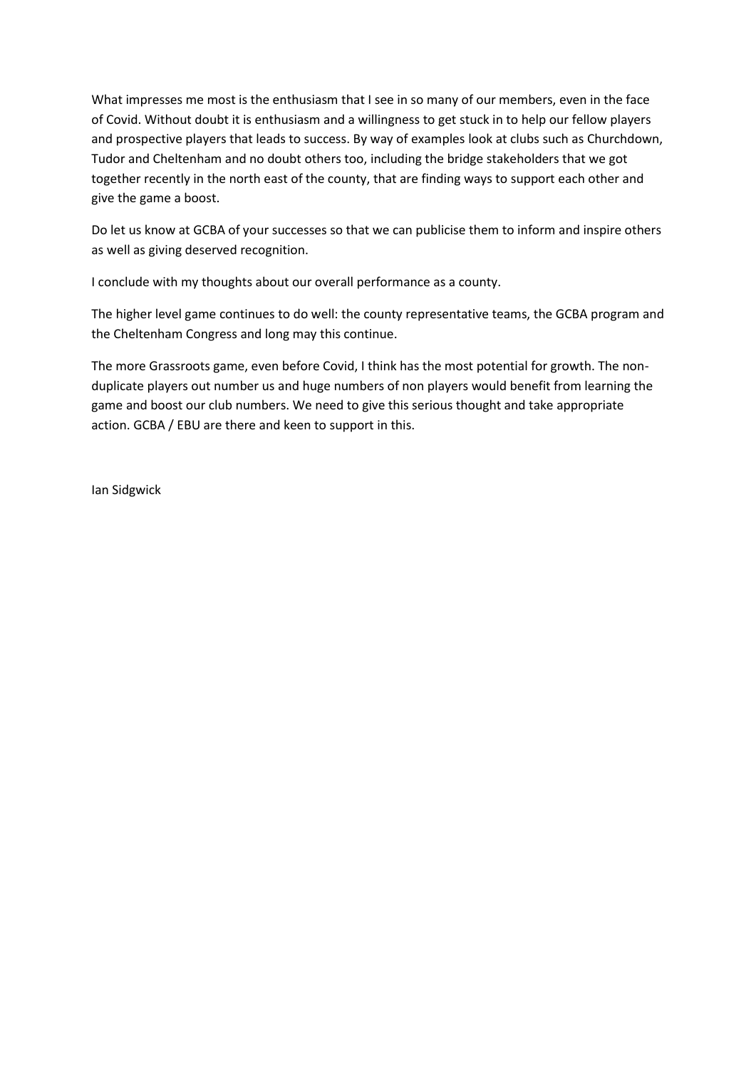What impresses me most is the enthusiasm that I see in so many of our members, even in the face of Covid. Without doubt it is enthusiasm and a willingness to get stuck in to help our fellow players and prospective players that leads to success. By way of examples look at clubs such as Churchdown, Tudor and Cheltenham and no doubt others too, including the bridge stakeholders that we got together recently in the north east of the county, that are finding ways to support each other and give the game a boost.

Do let us know at GCBA of your successes so that we can publicise them to inform and inspire others as well as giving deserved recognition.

I conclude with my thoughts about our overall performance as a county.

The higher level game continues to do well: the county representative teams, the GCBA program and the Cheltenham Congress and long may this continue.

The more Grassroots game, even before Covid, I think has the most potential for growth. The non-duplicate players out number us and huge numbers of non players would benefit from learning the game and boost our club numbers. We need to give this serious thought and take appropriate action. GCBA / EBU are there and keen to support in this.

Ian Sidgwick